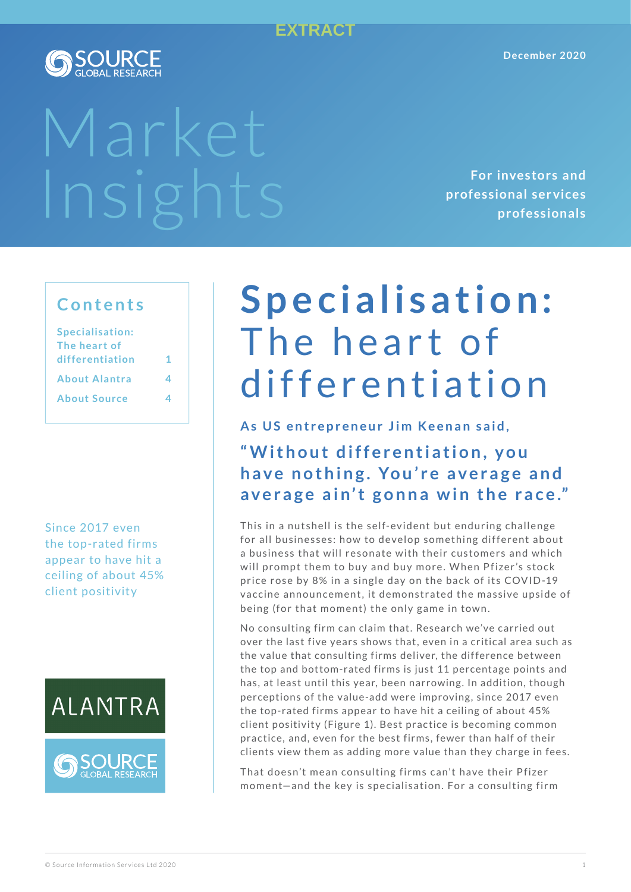EXTRACT

SOURCE GLOBAL RESEARCH

December 2020

# Market Insights

For investors and professional services professionals

## Contents

| | |
|---|---|
| Specialisation: The heart of differentiation | 1 |
| About Alantra | 4 |
| About Source | 4 |

Since 2017 even the top-rated firms appear to have hit a ceiling of about 45% client positivity

ALANTRA

SOURCE GLOBAL RESEARCH

# Specialisation: The heart of differentiation

### As US entrepreneur Jim Keenan said,

### "Without differentiation, you have nothing. You're average and average ain't gonna win the race."

This in a nutshell is the self-evident but enduring challenge for all businesses: how to develop something different about a business that will resonate with their customers and which will prompt them to buy and buy more. When Pfizer's stock price rose by 8% in a single day on the back of its COVID-19 vaccine announcement, it demonstrated the massive upside of being (for that moment) the only game in town.

No consulting firm can claim that. Research we've carried out over the last five years shows that, even in a critical area such as the value that consulting firms deliver, the difference between the top and bottom-rated firms is just 11 percentage points and has, at least until this year, been narrowing. In addition, though perceptions of the value-add were improving, since 2017 even the top-rated firms appear to have hit a ceiling of about 45% client positivity (Figure 1). Best practice is becoming common practice, and, even for the best firms, fewer than half of their clients view them as adding more value than they charge in fees.

That doesn't mean consulting firms can't have their Pfizer moment—and the key is specialisation. For a consulting firm

© Source Information Services Ltd 2020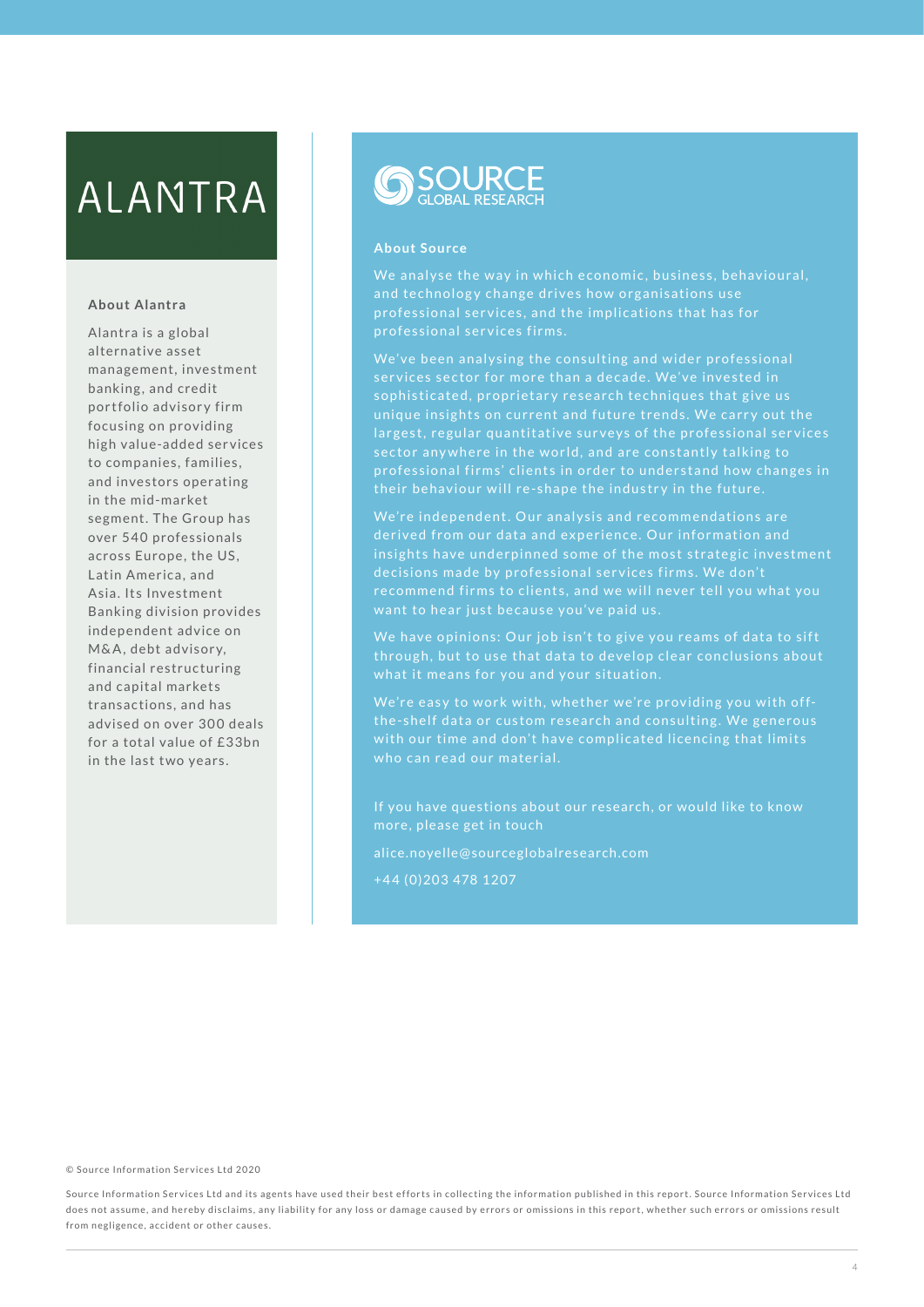# ALANTRA

### About Alantra

Alantra is a global alternative asset management, investment banking, and credit portfolio advisory firm focusing on providing high value-added services to companies, families, and investors operating in the mid-market segment. The Group has over 540 professionals across Europe, the US, Latin America, and Asia. Its Investment Banking division provides independent advice on M&A, debt advisory, financial restructuring and capital markets transactions, and has advised on over 300 deals for a total value of £33bn in the last two years.

# SOURCE GLOBAL RESEARCH

### About Source

We analyse the way in which economic, business, behavioural, and technology change drives how organisations use professional services, and the implications that has for professional services firms.

We've been analysing the consulting and wider professional services sector for more than a decade. We've invested in sophisticated, proprietary research techniques that give us unique insights on current and future trends. We carry out the largest, regular quantitative surveys of the professional services sector anywhere in the world, and are constantly talking to professional firms' clients in order to understand how changes in their behaviour will re-shape the industry in the future.

We're independent. Our analysis and recommendations are derived from our data and experience. Our information and insights have underpinned some of the most strategic investment decisions made by professional services firms. We don't recommend firms to clients, and we will never tell you what you want to hear just because you've paid us.

We have opinions: Our job isn't to give you reams of data to sift through, but to use that data to develop clear conclusions about what it means for you and your situation.

We're easy to work with, whether we're providing you with off-the-shelf data or custom research and consulting. We generous with our time and don't have complicated licencing that limits who can read our material.

If you have questions about our research, or would like to know more, please get in touch

alice.noyelle@sourceglobalresearch.com

+44 (0)203 478 1207

© Source Information Services Ltd 2020

Source Information Services Ltd and its agents have used their best efforts in collecting the information published in this report. Source Information Services Ltd does not assume, and hereby disclaims, any liability for any loss or damage caused by errors or omissions in this report, whether such errors or omissions result from negligence, accident or other causes.